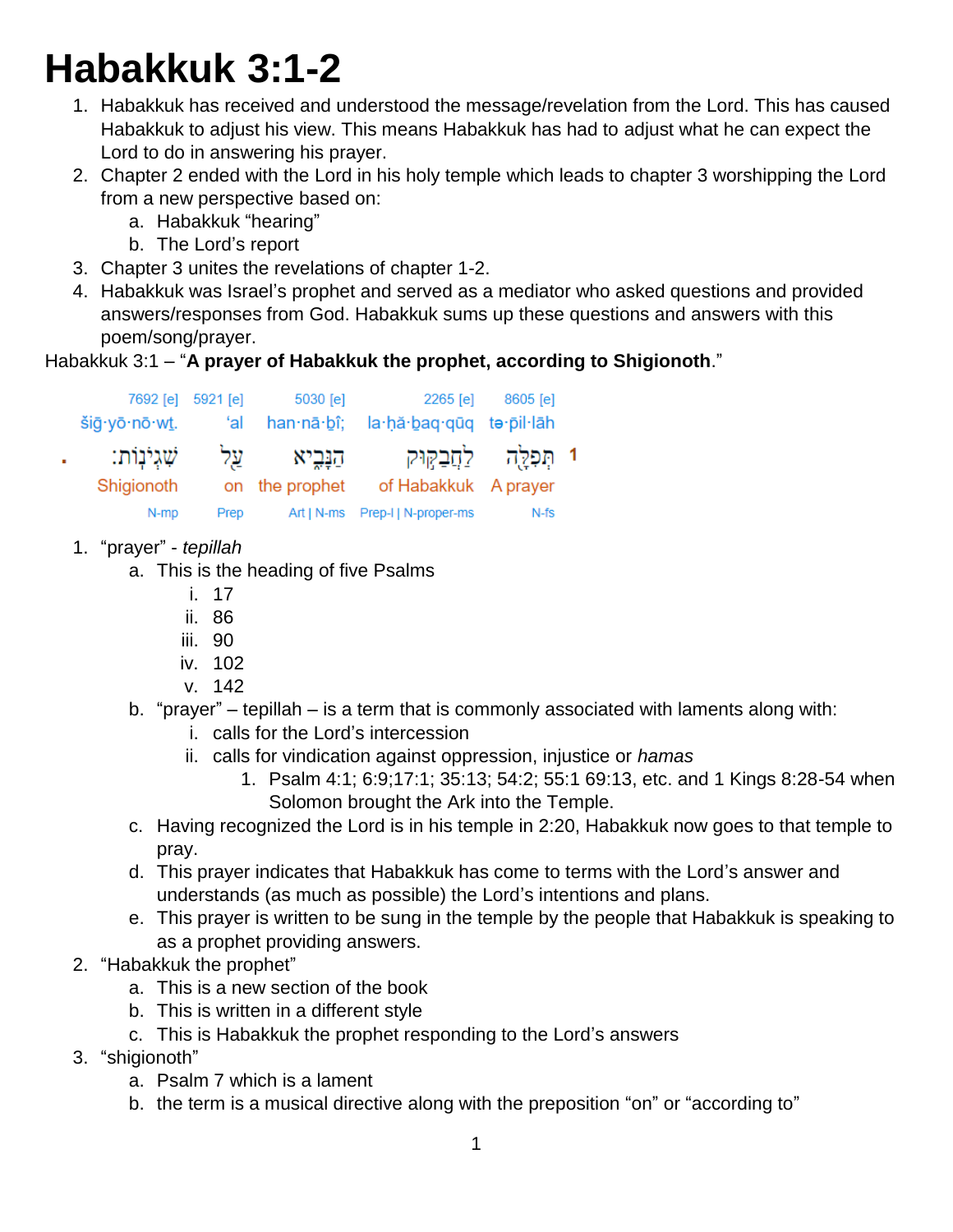# Habakkuk 3:1-2

1. Habakkuk has received and understood the message/revelation from the Lord. This has caused Habakkuk to adjust his view. This means Habakkuk has had to adjust what he can expect the Lord to do in answering his prayer.
2. Chapter 2 ended with the Lord in his holy temple which leads to chapter 3 worshipping the Lord from a new perspective based on:
   a. Habakkuk "hearing"
   b. The Lord's report
3. Chapter 3 unites the revelations of chapter 1-2.
4. Habakkuk was Israel's prophet and served as a mediator who asked questions and provided answers/responses from God. Habakkuk sums up these questions and answers with this poem/song/prayer.

Habakkuk 3:1 – "**A prayer of Habakkuk the prophet, according to Shigionoth**."

| 7692 [e] | 5921 [e] | 5030 [e] | 2265 [e] | 8605 [e] | |
|---|---|---|---|---|---|
| šiḡ·yō·nō·wṯ. | 'al | han·nā·ḇî; | la·ḥă·ḇaq·qūq | tə·p̄il·lāh | |
| שִׁגְיֹנֽוֹת׃ | עַ֖ל | הַנָּבִ֑יא | לַחֲבַקּ֣וּק | תְּפִלָּ֖ה | 1 |
| Shigionoth | on | the prophet | of Habakkuk | A prayer | |
| N-mp | Prep | Art \| N-ms | Prep-l \| N-proper-ms | N-fs | |

1. "prayer" - *tepillah*
   a. This is the heading of five Psalms
      i. 17
      ii. 86
      iii. 90
      iv. 102
      v. 142
   b. "prayer" – tepillah – is a term that is commonly associated with laments along with:
      i. calls for the Lord's intercession
      ii. calls for vindication against oppression, injustice or *hamas*
         1. Psalm 4:1; 6:9;17:1; 35:13; 54:2; 55:1 69:13, etc. and 1 Kings 8:28-54 when Solomon brought the Ark into the Temple.
   c. Having recognized the Lord is in his temple in 2:20, Habakkuk now goes to that temple to pray.
   d. This prayer indicates that Habakkuk has come to terms with the Lord's answer and understands (as much as possible) the Lord's intentions and plans.
   e. This prayer is written to be sung in the temple by the people that Habakkuk is speaking to as a prophet providing answers.
2. "Habakkuk the prophet"
   a. This is a new section of the book
   b. This is written in a different style
   c. This is Habakkuk the prophet responding to the Lord's answers
3. "shigionoth"
   a. Psalm 7 which is a lament
   b. the term is a musical directive along with the preposition "on" or "according to"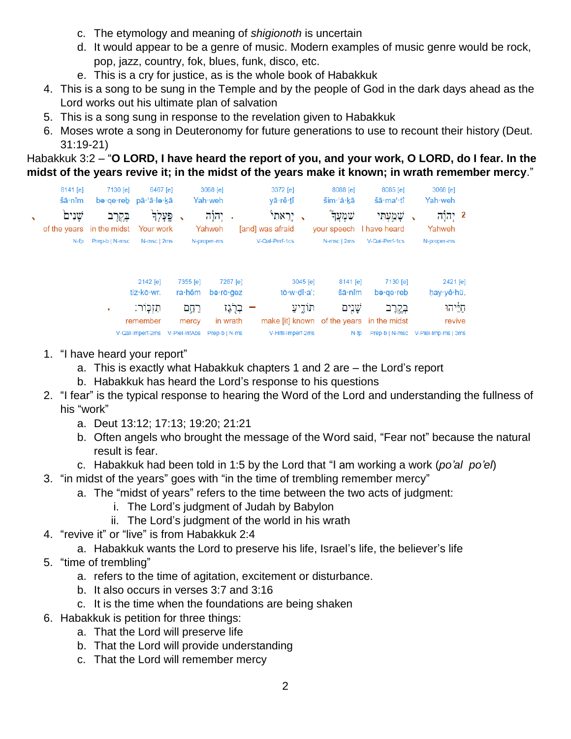c. The etymology and meaning of *shigionoth* is uncertain
   d. It would appear to be a genre of music. Modern examples of music genre would be rock, pop, jazz, country, fok, blues, funk, disco, etc.
   e. This is a cry for justice, as is the whole book of Habakkuk
4. This is a song to be sung in the Temple and by the people of God in the dark days ahead as the Lord works out his ultimate plan of salvation
5. This is a song sung in response to the revelation given to Habakkuk
6. Moses wrote a song in Deuteronomy for future generations to use to recount their history (Deut. 31:19-21)

Habakkuk 3:2 – "**O LORD, I have heard the report of you, and your work, O LORD, do I fear. In the midst of the years revive it; in the midst of the years make it known; in wrath remember mercy**."

| 2 | | | | | | | | |
|---|---|---|---|---|---|---|---|---|
| 3068 [e] | 8085 [e] | 8088 [e] | 3372 [e] | 3068 [e] | 6467 [e] | 7130 [e] | 8141 [e] |
| Yah·weh | šā·ma‘·tî | šim·‘ă·ḵā | yā·rê·ṯî | Yah·weh | pā·‘ā·lə·ḵā | bə·qe·reḇ | šā·nîm |
| יְהוָ֗ה | שָׁמַ֣עְתִּי | שִׁמְעֲךָ֮ | יָרֵאתִי֒ | יְהוָ֗ה | פָּֽעָלְךָ֙ | בְּקֶ֤רֶב | שָׁנִים֙ |
| Yahweh | I have heard | your speech | [and] was afraid | Yahweh | Your work | in the midst | of the years |
| N-proper-ms | V-Qal-Perf-1cs | N-msc \| 2ms | V-Qal-Perf-1cs | N-proper-ms | N-msc \| 2ms | Prep-b \| N-msc | N-fp |

| | | | | | | | |
|---|---|---|---|---|---|---|---|
| 2421 [e] | 7130 [e] | 8141 [e] | 3045 [e] | 7267 [e] | 7355 [e] | 2142 [e] |
| ḥay·yê·hū, | bə·qe·reḇ | šā·nîm | tō·w·ḏî·a‘; | bə·rō·ḡez | ra·ḥêm | tiz·kō·wr. |
| חַיֵּ֔יהוּ | בְּקֶ֥רֶב | שָׁנִ֖ים | תּוֹדִ֑יעַ | בְּרֹ֖גֶז | רַחֵ֥ם | תִּזְכּֽוֹר׃ |
| revive | in the midst | of the years | make [it] known | in wrath | mercy | remember |
| V-Piel-Imp-ms \| 3ms | Prep-b \| N-msc | N-fp | V-Hifil-Imperf-2ms | Prep-b \| N-ms | V-Piel-InfAbs | V-Qal-Imperf-2ms |

1. "I have heard your report"
   a. This is exactly what Habakkuk chapters 1 and 2 are – the Lord's report
   b. Habakkuk has heard the Lord's response to his questions
2. "I fear" is the typical response to hearing the Word of the Lord and understanding the fullness of his "work"
   a. Deut 13:12; 17:13; 19:20; 21:21
   b. Often angels who brought the message of the Word said, "Fear not" because the natural result is fear.
   c. Habakkuk had been told in 1:5 by the Lord that "I am working a work (*po'al po'el*)
3. "in midst of the years" goes with "in the time of trembling remember mercy"
   a. The "midst of years" refers to the time between the two acts of judgment:
      i. The Lord's judgment of Judah by Babylon
      ii. The Lord's judgment of the world in his wrath
4. "revive it" or "live" is from Habakkuk 2:4
   a. Habakkuk wants the Lord to preserve his life, Israel's life, the believer's life
5. "time of trembling"
   a. refers to the time of agitation, excitement or disturbance.
   b. It also occurs in verses 3:7 and 3:16
   c. It is the time when the foundations are being shaken
6. Habakkuk is petition for three things:
   a. That the Lord will preserve life
   b. That the Lord will provide understanding
   c. That the Lord will remember mercy